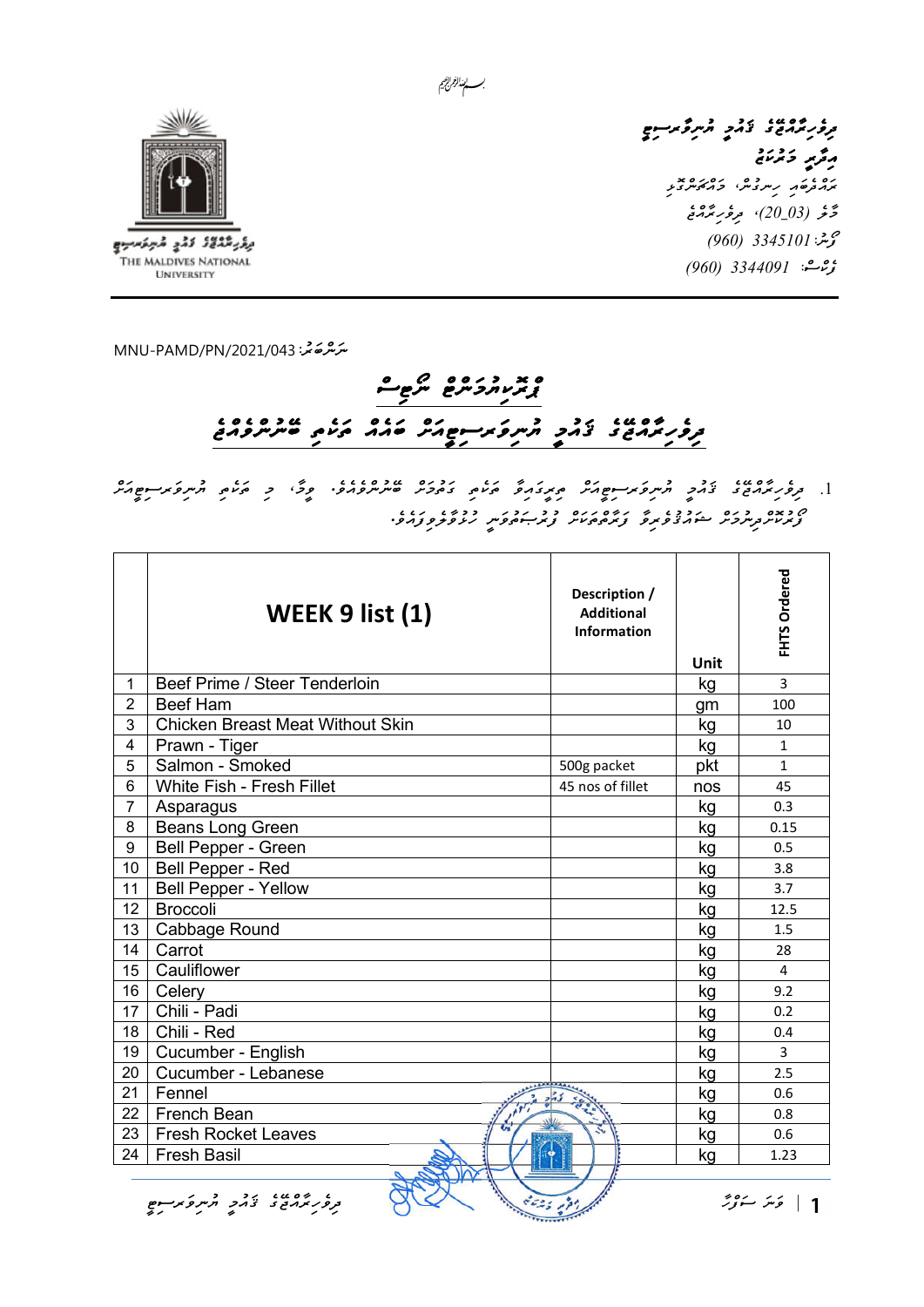بسم الله الرحمن الرحيم

ދިވެހިރާއްޖޭގެ ފެނަކަ އުނިވަރސިޓީ
މާލެ ދިވެހިރާއްޖެ
ޚަރީދުކުރުމުގެ ޚިދުމަތްތައް

The Maldives National University

މާލެ (20_03)، ދިވެހިރާއްޖެ
ފޯން: 3345101 (960)
ފެކްސް: 3344091 (960)

ނަންބަރު: MNU-PAMD/PN/2021/043

# ޕްރައިމަރީ ނޯޓިސް

## ދިވެހިރާއްޖޭގެ ނޭޝަނަލް ޔުނިވަރސިޓީއަށް ބޭނުންވާ ކާތަކެތި ގަތުން

1. ދިވެހިރާއްޖޭގެ ނޭޝަނަލް ޔުނިވަރސިޓީއަށް ބޭނުންވާ ކާތަކެތި ގަތުމަށް ކުރުކުރީ ގެންނަން. މިޔާ، މި ތަކެތި ޔުނިވަރސިޓީއަށް ފޯރުކޮށްދިނުމަށް ޝައުޤުވެރިވާ ފަރާތްތަކުން ފުރުޞަތު ހުށަހަޅުއްވާށެވެ.

| | WEEK 9 list (1) | Description / Additional Information | Unit | FHTS Ordered |
|---|---|---|---|---|
| 1 | Beef Prime / Steer Tenderloin | | kg | 3 |
| 2 | Beef Ham | | gm | 100 |
| 3 | Chicken Breast Meat Without Skin | | kg | 10 |
| 4 | Prawn - Tiger | | kg | 1 |
| 5 | Salmon - Smoked | 500g packet | pkt | 1 |
| 6 | White Fish - Fresh Fillet | 45 nos of fillet | nos | 45 |
| 7 | Asparagus | | kg | 0.3 |
| 8 | Beans Long Green | | kg | 0.15 |
| 9 | Bell Pepper - Green | | kg | 0.5 |
| 10 | Bell Pepper - Red | | kg | 3.8 |
| 11 | Bell Pepper - Yellow | | kg | 3.7 |
| 12 | Broccoli | | kg | 12.5 |
| 13 | Cabbage Round | | kg | 1.5 |
| 14 | Carrot | | kg | 28 |
| 15 | Cauliflower | | kg | 4 |
| 16 | Celery | | kg | 9.2 |
| 17 | Chili - Padi | | kg | 0.2 |
| 18 | Chili - Red | | kg | 0.4 |
| 19 | Cucumber - English | | kg | 3 |
| 20 | Cucumber - Lebanese | | kg | 2.5 |
| 21 | Fennel | | kg | 0.6 |
| 22 | French Bean | | kg | 0.8 |
| 23 | Fresh Rocket Leaves | | kg | 0.6 |
| 24 | Fresh Basil | | kg | 1.23 |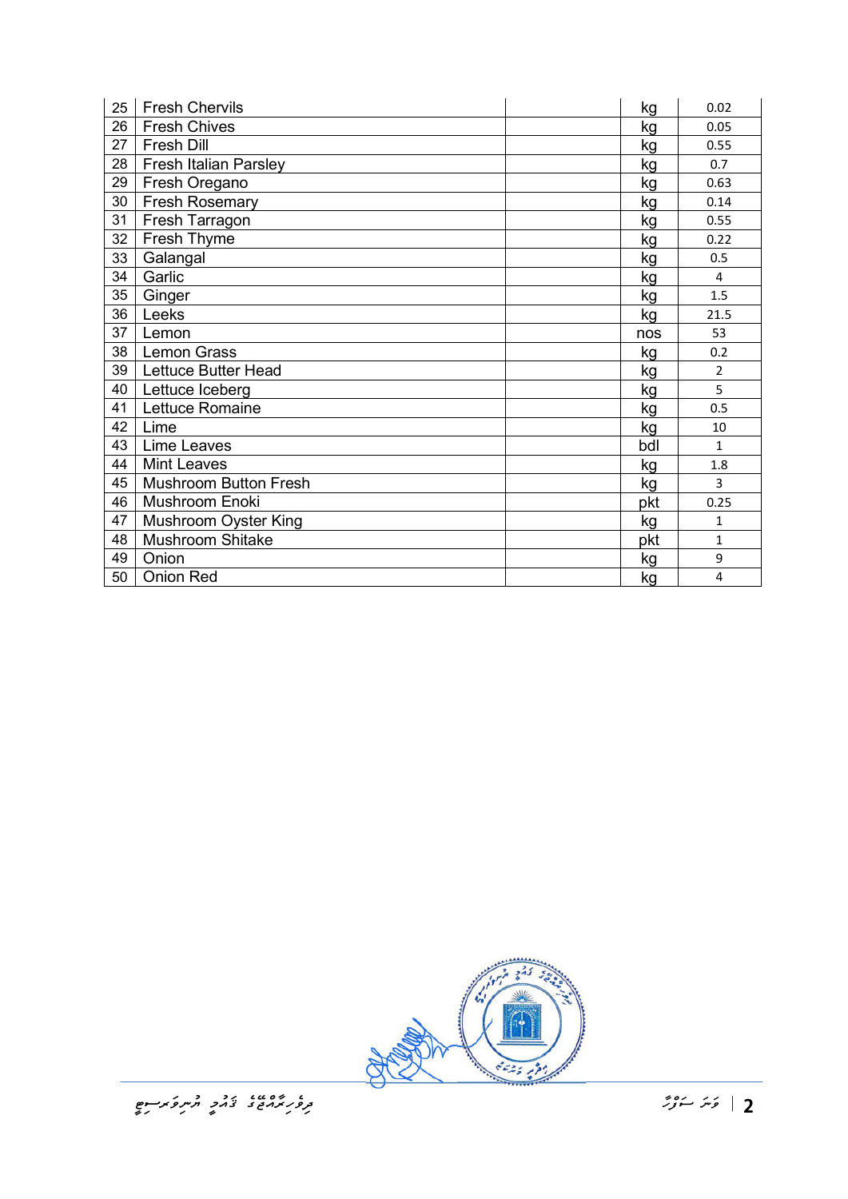| | | | | |
|---|---|---|---|---|
| 25 | Fresh Chervils | | kg | 0.02 |
| 26 | Fresh Chives | | kg | 0.05 |
| 27 | Fresh Dill | | kg | 0.55 |
| 28 | Fresh Italian Parsley | | kg | 0.7 |
| 29 | Fresh Oregano | | kg | 0.63 |
| 30 | Fresh Rosemary | | kg | 0.14 |
| 31 | Fresh Tarragon | | kg | 0.55 |
| 32 | Fresh Thyme | | kg | 0.22 |
| 33 | Galangal | | kg | 0.5 |
| 34 | Garlic | | kg | 4 |
| 35 | Ginger | | kg | 1.5 |
| 36 | Leeks | | kg | 21.5 |
| 37 | Lemon | | nos | 53 |
| 38 | Lemon Grass | | kg | 0.2 |
| 39 | Lettuce Butter Head | | kg | 2 |
| 40 | Lettuce Iceberg | | kg | 5 |
| 41 | Lettuce Romaine | | kg | 0.5 |
| 42 | Lime | | kg | 10 |
| 43 | Lime Leaves | | bdl | 1 |
| 44 | Mint Leaves | | kg | 1.8 |
| 45 | Mushroom Button Fresh | | kg | 3 |
| 46 | Mushroom Enoki | | pkt | 0.25 |
| 47 | Mushroom Oyster King | | kg | 1 |
| 48 | Mushroom Shitake | | pkt | 1 |
| 49 | Onion | | kg | 9 |
| 50 | Onion Red | | kg | 4 |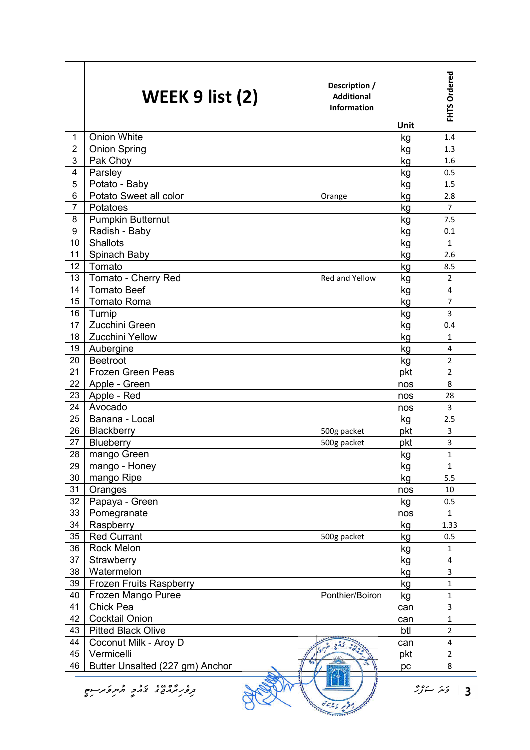| | WEEK 9 list (2) | Description / Additional Information | Unit | FHTS Ordered |
|---|---|---|---|---|
| 1 | Onion White | | kg | 1.4 |
| 2 | Onion Spring | | kg | 1.3 |
| 3 | Pak Choy | | kg | 1.6 |
| 4 | Parsley | | kg | 0.5 |
| 5 | Potato - Baby | | kg | 1.5 |
| 6 | Potato Sweet all color | Orange | kg | 2.8 |
| 7 | Potatoes | | kg | 7 |
| 8 | Pumpkin Butternut | | kg | 7.5 |
| 9 | Radish - Baby | | kg | 0.1 |
| 10 | Shallots | | kg | 1 |
| 11 | Spinach Baby | | kg | 2.6 |
| 12 | Tomato | | kg | 8.5 |
| 13 | Tomato - Cherry Red | Red and Yellow | kg | 2 |
| 14 | Tomato Beef | | kg | 4 |
| 15 | Tomato Roma | | kg | 7 |
| 16 | Turnip | | kg | 3 |
| 17 | Zucchini Green | | kg | 0.4 |
| 18 | Zucchini Yellow | | kg | 1 |
| 19 | Aubergine | | kg | 4 |
| 20 | Beetroot | | kg | 2 |
| 21 | Frozen Green Peas | | pkt | 2 |
| 22 | Apple - Green | | nos | 8 |
| 23 | Apple - Red | | nos | 28 |
| 24 | Avocado | | nos | 3 |
| 25 | Banana - Local | | kg | 2.5 |
| 26 | Blackberry | 500g packet | pkt | 3 |
| 27 | Blueberry | 500g packet | pkt | 3 |
| 28 | mango Green | | kg | 1 |
| 29 | mango - Honey | | kg | 1 |
| 30 | mango Ripe | | kg | 5.5 |
| 31 | Oranges | | nos | 10 |
| 32 | Papaya - Green | | kg | 0.5 |
| 33 | Pomegranate | | nos | 1 |
| 34 | Raspberry | | kg | 1.33 |
| 35 | Red Currant | 500g packet | kg | 0.5 |
| 36 | Rock Melon | | kg | 1 |
| 37 | Strawberry | | kg | 4 |
| 38 | Watermelon | | kg | 3 |
| 39 | Frozen Fruits Raspberry | | kg | 1 |
| 40 | Frozen Mango Puree | Ponthier/Boiron | kg | 1 |
| 41 | Chick Pea | | can | 3 |
| 42 | Cocktail Onion | | can | 1 |
| 43 | Pitted Black Olive | | btl | 2 |
| 44 | Coconut Milk - Aroy D | | can | 4 |
| 45 | Vermicelli | | pkt | 2 |
| 46 | Butter Unsalted (227 gm) Anchor | | pc | 8 |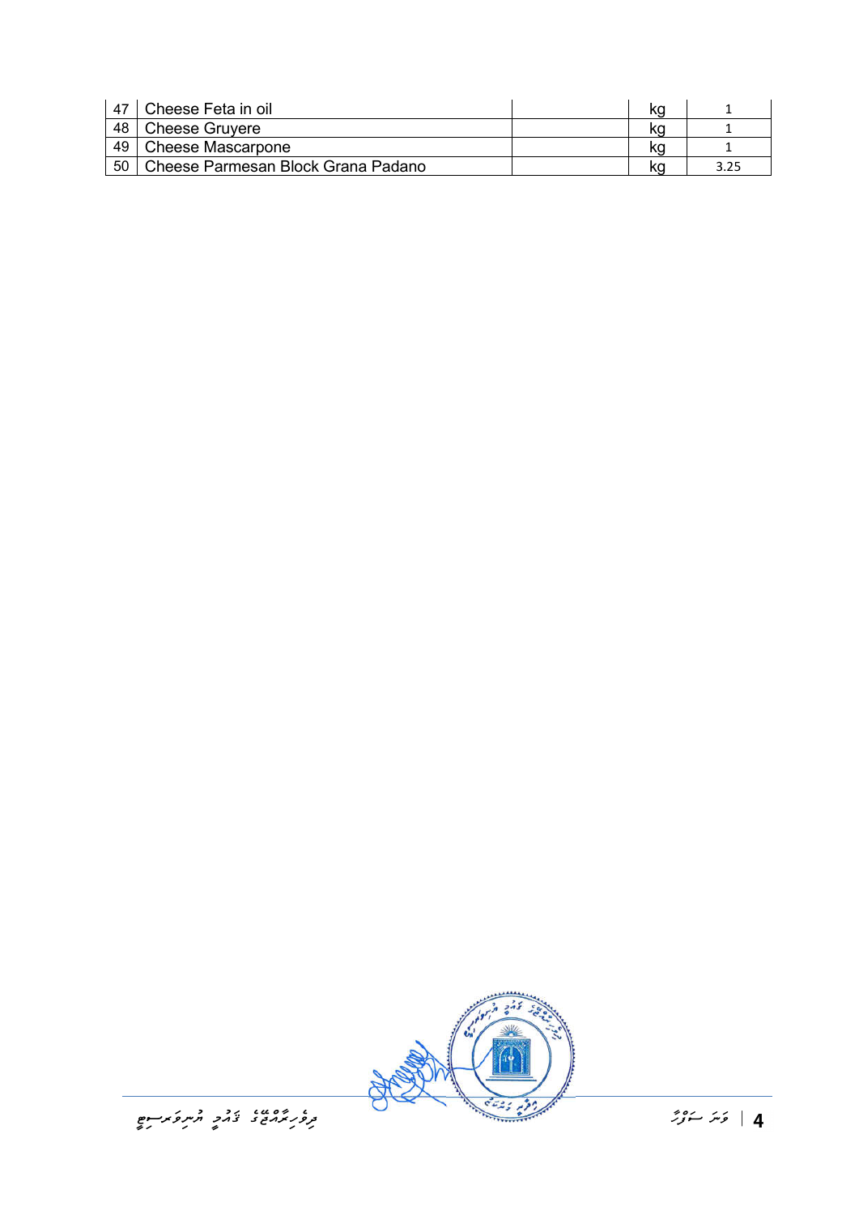| 47 | Cheese Feta in oil | | kg | 1 |
|---|---|---|---|---|
| 48 | Cheese Gruyere | | kg | 1 |
| 49 | Cheese Mascarpone | | kg | 1 |
| 50 | Cheese Parmesan Block Grana Padano | | kg | 3.25 |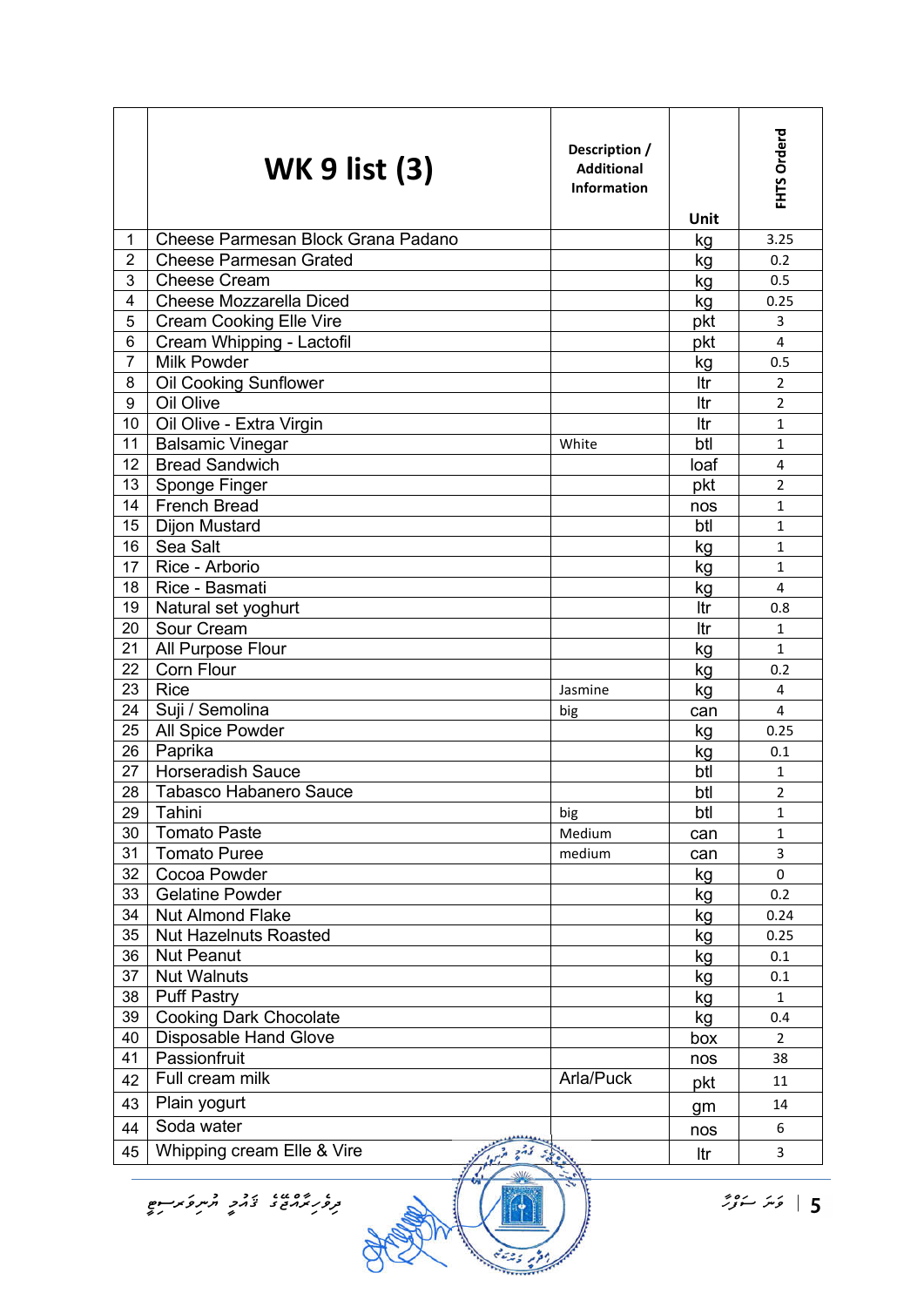| | WK 9 list (3) | Description / Additional Information | Unit | FHTS Orderd |
|---|---|---|---|---|
| 1 | Cheese Parmesan Block Grana Padano | | kg | 3.25 |
| 2 | Cheese Parmesan Grated | | kg | 0.2 |
| 3 | Cheese Cream | | kg | 0.5 |
| 4 | Cheese Mozzarella Diced | | kg | 0.25 |
| 5 | Cream Cooking Elle Vire | | pkt | 3 |
| 6 | Cream Whipping - Lactofil | | pkt | 4 |
| 7 | Milk Powder | | kg | 0.5 |
| 8 | Oil Cooking Sunflower | | ltr | 2 |
| 9 | Oil Olive | | ltr | 2 |
| 10 | Oil Olive - Extra Virgin | | ltr | 1 |
| 11 | Balsamic Vinegar | White | btl | 1 |
| 12 | Bread Sandwich | | loaf | 4 |
| 13 | Sponge Finger | | pkt | 2 |
| 14 | French Bread | | nos | 1 |
| 15 | Dijon Mustard | | btl | 1 |
| 16 | Sea Salt | | kg | 1 |
| 17 | Rice - Arborio | | kg | 1 |
| 18 | Rice - Basmati | | kg | 4 |
| 19 | Natural set yoghurt | | ltr | 0.8 |
| 20 | Sour Cream | | ltr | 1 |
| 21 | All Purpose Flour | | kg | 1 |
| 22 | Corn Flour | | kg | 0.2 |
| 23 | Rice | Jasmine | kg | 4 |
| 24 | Suji / Semolina | big | can | 4 |
| 25 | All Spice Powder | | kg | 0.25 |
| 26 | Paprika | | kg | 0.1 |
| 27 | Horseradish Sauce | | btl | 1 |
| 28 | Tabasco Habanero Sauce | | btl | 2 |
| 29 | Tahini | big | btl | 1 |
| 30 | Tomato Paste | Medium | can | 1 |
| 31 | Tomato Puree | medium | can | 3 |
| 32 | Cocoa Powder | | kg | 0 |
| 33 | Gelatine Powder | | kg | 0.2 |
| 34 | Nut Almond Flake | | kg | 0.24 |
| 35 | Nut Hazelnuts Roasted | | kg | 0.25 |
| 36 | Nut Peanut | | kg | 0.1 |
| 37 | Nut Walnuts | | kg | 0.1 |
| 38 | Puff Pastry | | kg | 1 |
| 39 | Cooking Dark Chocolate | | kg | 0.4 |
| 40 | Disposable Hand Glove | | box | 2 |
| 41 | Passionfruit | | nos | 38 |
| 42 | Full cream milk | Arla/Puck | pkt | 11 |
| 43 | Plain yogurt | | gm | 14 |
| 44 | Soda water | | nos | 6 |
| 45 | Whipping cream Elle & Vire | | ltr | 3 |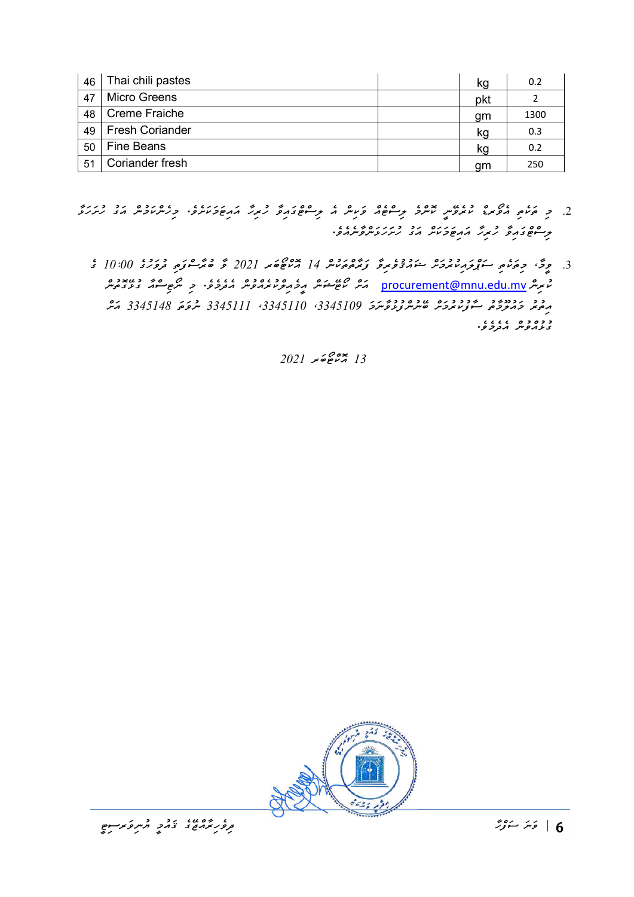| 46 | Thai chili pastes | | kg | 0.2 |
|---|---|---|---|---|
| 47 | Micro Greens | | pkt | 2 |
| 48 | Creme Fraiche | | gm | 1300 |
| 49 | Fresh Coriander | | kg | 0.3 |
| 50 | Fine Beans | | kg | 0.2 |
| 51 | Coriander fresh | | gm | 250 |

2. މި ތަކެތި އޮޑަރު ކުރުމުގައި ކޯޓުގެ ޖީއެސްޓީ ވަކިން އަދި ޖީއެސްޓީއާ ހިނގާ އަގުތަކާއި، ވިސްނުމަށް އަދި ހުށަހަޅާ ޖީއެސްޓީއާ ހިނގާ އަގުތަކުން އަދި ހުށަހަޅަންވާނެއެވެ.

3. ވީމާ، މި ތަކެތި ސަޕްލައިކުރުމަށް ޝައުގުވެރިވާ ފަރާތްތަކުން 14 އޮކްޓޫބަރ 2021 ވާ ބުރާސްފަތި ދުވަހުގެ 10:00 ގެ ކުރިން procurement@mnu.edu.mv އަށް ކޯޓޭޝަން އީމެއިލްކުރައްވާށެވެ. މި ނޯޓިސްއާ ގުޅޭގޮތުން އިތުރު މަޢުލޫމާތު ސާފުކުރައްވަން ބޭނުންފުޅުވާނަމަ 3345109، 3345110، 3345111 ނުވަތަ 3345148 އަށް ގުޅުއްވުން އެދެމެވެ.

13 އޮކްޓޫބަރ 2021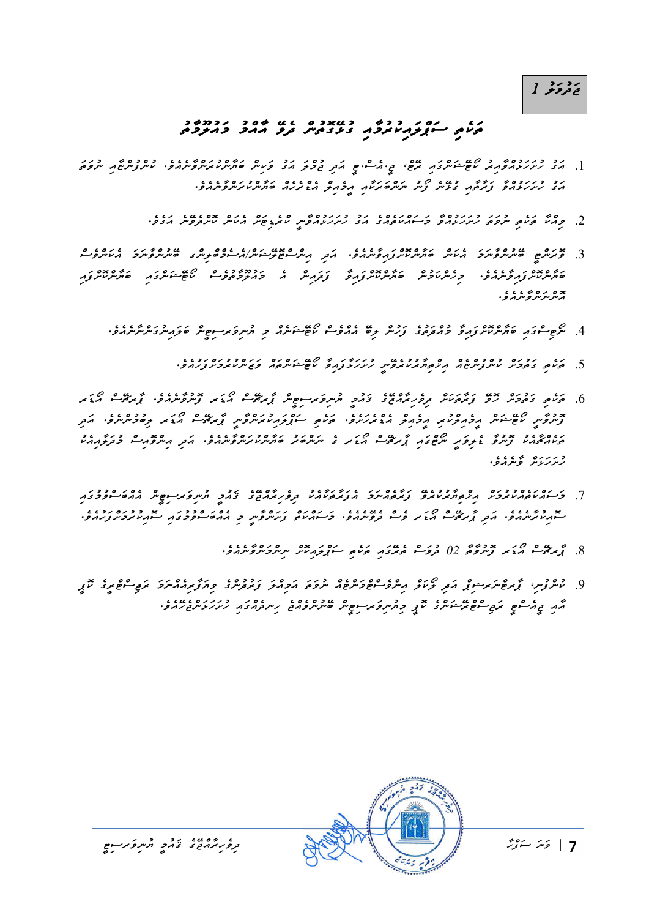ޖަދުވަލު 1

# ތަކެތި ސަޕްލައިކުރުމާއި ގުޅޭގޮތުން ދެވޭ އާއްމު މައުލޫމާތު

1. އަގު ހުށަހަޅުއްވާއިރު ކޯޓޭޝަނުގައި ޓެކްސް، ޖީ.އެސް.ޓީ އަދި ޑިއުޓީ އަގު ވަކިން ބަޔާންކުރަންވާނެއެވެ. ކަރަންސީއާއި ނުލައި އަގު ހުށަހަޅުއްވާ ފަރާތާއި ގުޅޭނެ ފޯނު ނަންބަރާއި އީމެއިލް އެޑްރެސް ބަޔާންކުރަންވާނެއެވެ.
2. ވިއްކާ ތަކެތި ނުލައި ހުށަހަޅުއްވާ މަސައްކަތްތަކުގެ އަގު ހުށަހަޅުއްވާނީ ރުފިޔާއިން އެކަނި ކޯޓުކުރައްވާށެވެ.
3. ޑެލިވަރީ ބޭނުންވާނަމަ އެކަން ބަޔާންކުރަންވާނެއެވެ. އަދި އިންސްޓޯލޭޝަން/އެސެމްބްލިންގ ބޭނުންވާނަމަ އެކަންވެސް ބަޔާންކުރަންވާނެއެވެ. މިހެންކަމުން ބަޔާންކުރަންވާނީ ފަރާތުން ހ މައުލޫމާތުތައް ކޯޓޭޝަނުގައި ބަޔާންކޮށްފައި އޮންނަންވާނެއެވެ.
4. ނޯޓިސްގައި ބަޔާންކުރެވިފައިވާ މުއްދަތުގެ ފަހުން ލިބޭ އެއްވެސް ކޯޓޭޝަނެއް މި އޮފީހުން ބަލައިނުގަނެވޭނެއެވެ.
5. ތަކެތި ގެނެވޭނެ ކަނޑައެޅިގެން ހުށަހަޅުއްވާއިރު ކޯޓޭޝަނުގައި ވަކިން ބަޔާންކުރައްވާށެވެ.
6. ތަކެތި ގެނެވުމަށް ކަމަށް ވަކި ތާރީޚެއް ކަނޑައަޅާނީ ޔުނިވަރސިޓީން ޕާރޗޭސް އޯޑަރ ފޮނުވުމުންނެވެ. ޕާރޗޭސް އޯޑަރ ފޮނުވާއިރު ކޯޓޭޝަނުގައި ބަޔާންކުރާ މުއްދަތު ތެރޭގައި ތަކެތި ސަޕްލައިކުރަން ޖެހޭނެއެވެ. އަދި ތަކެއްޗަށް ކޮންމެ ދެވުނު ޕާރޗޭސް އޯޑަރ ގެ ބަދަލު ފޮނުވުމަށް ބަޔާންކުރަންވާނެއެވެ. އަދި ބިލެއްގެ މުއްދަތު ހުށަހަޅަންވާނެއެވެ.
7. މަސައްކަތުގެ ކޮލިޓީ ހުށަހަޅާ ފަރާތުން ކަށަވަރުކުރަންވާނެއެވެ. އަދި ޕާރޗޭސް އޯޑަރ ލިބުމުން ދޭންވާނެއެވެ. މަސައްކަތް ފުރިހަމަ މި ޔުނިވަރސިޓީގައި ސާބިތުކުރަންވާނެއެވެ.
8. ޕާރޗޭސް އޯޑަރ ފޮނުވާތާ 02 ދުވަސް ތެރޭގައި ތަކެތި ސަޕްލައިކޮށް ނިންމަންވާނެއެވެ.
9. ކުންފުނި، ޕާޓްނަރޝިޕް އަދި ކޯޕަރޭޓިވް ސޮސައިޓީތަކުން ހުށަހަޅުއްވާއިރު ރަޖިސްޓްރޭޝަންގެ ކޮޕީ އާއި ޖީއެސްޓީ ރަޖިސްޓްރޭޝަންގެ ކޮޕީ މި ޔުނިވަރސިޓީން ބޭނުންވެއްޖެ ހާލަތެއްގައި ހުށަހަޅަންވާނެއެވެ.